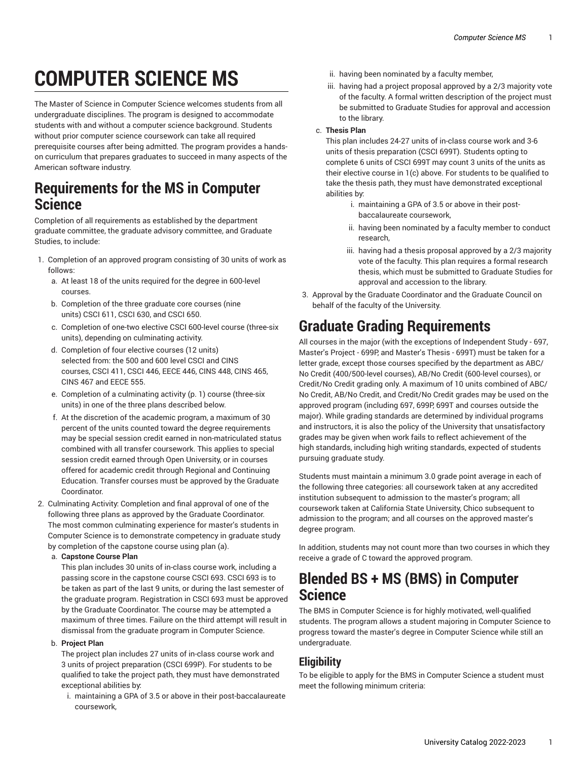# COMPUTER SCIENCE MS

The Master of Science in Computer Science welcomes students from all undergraduate disciplines. The program is designed to accommodate students with and without a computer science background. Students without prior computer science coursework can take all required prerequisite courses after being admitted. The program provides a hands-on curriculum that prepares graduates to succeed in many aspects of the American software industry.

## Requirements for the MS in Computer Science

Completion of all requirements as established by the department graduate committee, the graduate advisory committee, and Graduate Studies, to include:

1. Completion of an approved program consisting of 30 units of work as follows:
   a. At least 18 of the units required for the degree in 600-level courses.
   b. Completion of the three graduate core courses (nine units) CSCI 611, CSCI 630, and CSCI 650.
   c. Completion of one-two elective CSCI 600-level course (three-six units), depending on culminating activity.
   d. Completion of four elective courses (12 units) selected from: the 500 and 600 level CSCI and CINS courses, CSCI 411, CSCI 446, EECE 446, CINS 448, CINS 465, CINS 467 and EECE 555.
   e. Completion of a culminating activity (p. 1) course (three-six units) in one of the three plans described below.
   f. At the discretion of the academic program, a maximum of 30 percent of the units counted toward the degree requirements may be special session credit earned in non-matriculated status combined with all transfer coursework. This applies to special session credit earned through Open University, or in courses offered for academic credit through Regional and Continuing Education. Transfer courses must be approved by the Graduate Coordinator.
2. Culminating Activity: Completion and final approval of one of the following three plans as approved by the Graduate Coordinator. The most common culminating experience for master's students in Computer Science is to demonstrate competency in graduate study by completion of the capstone course using plan (a).
   a. **Capstone Course Plan**
      This plan includes 30 units of in-class course work, including a passing score in the capstone course CSCI 693. CSCI 693 is to be taken as part of the last 9 units, or during the last semester of the graduate program. Registration in CSCI 693 must be approved by the Graduate Coordinator. The course may be attempted a maximum of three times. Failure on the third attempt will result in dismissal from the graduate program in Computer Science.
   b. **Project Plan**
      The project plan includes 27 units of in-class course work and 3 units of project preparation (CSCI 699P). For students to be qualified to take the project path, they must have demonstrated exceptional abilities by:
      i. maintaining a GPA of 3.5 or above in their post-baccalaureate coursework,
      ii. having been nominated by a faculty member,
      iii. having had a project proposal approved by a 2/3 majority vote of the faculty. A formal written description of the project must be submitted to Graduate Studies for approval and accession to the library.
   c. **Thesis Plan**
      This plan includes 24-27 units of in-class course work and 3-6 units of thesis preparation (CSCI 699T). Students opting to complete 6 units of CSCI 699T may count 3 units of the units as their elective course in 1(c) above. For students to be qualified to take the thesis path, they must have demonstrated exceptional abilities by:
      i. maintaining a GPA of 3.5 or above in their post-baccalaureate coursework,
      ii. having been nominated by a faculty member to conduct research,
      iii. having had a thesis proposal approved by a 2/3 majority vote of the faculty. This plan requires a formal research thesis, which must be submitted to Graduate Studies for approval and accession to the library.
3. Approval by the Graduate Coordinator and the Graduate Council on behalf of the faculty of the University.

# Graduate Grading Requirements

All courses in the major (with the exceptions of Independent Study - 697, Master's Project - 699P, and Master's Thesis - 699T) must be taken for a letter grade, except those courses specified by the department as ABC/No Credit (400/500-level courses), AB/No Credit (600-level courses), or Credit/No Credit grading only. A maximum of 10 units combined of ABC/No Credit, AB/No Credit, and Credit/No Credit grades may be used on the approved program (including 697, 699P, 699T and courses outside the major). While grading standards are determined by individual programs and instructors, it is also the policy of the University that unsatisfactory grades may be given when work fails to reflect achievement of the high standards, including high writing standards, expected of students pursuing graduate study.

Students must maintain a minimum 3.0 grade point average in each of the following three categories: all coursework taken at any accredited institution subsequent to admission to the master's program; all coursework taken at California State University, Chico subsequent to admission to the program; and all courses on the approved master's degree program.

In addition, students may not count more than two courses in which they receive a grade of C toward the approved program.

# Blended BS + MS (BMS) in Computer Science

The BMS in Computer Science is for highly motivated, well-qualified students. The program allows a student majoring in Computer Science to progress toward the master's degree in Computer Science while still an undergraduate.

## Eligibility

To be eligible to apply for the BMS in Computer Science a student must meet the following minimum criteria: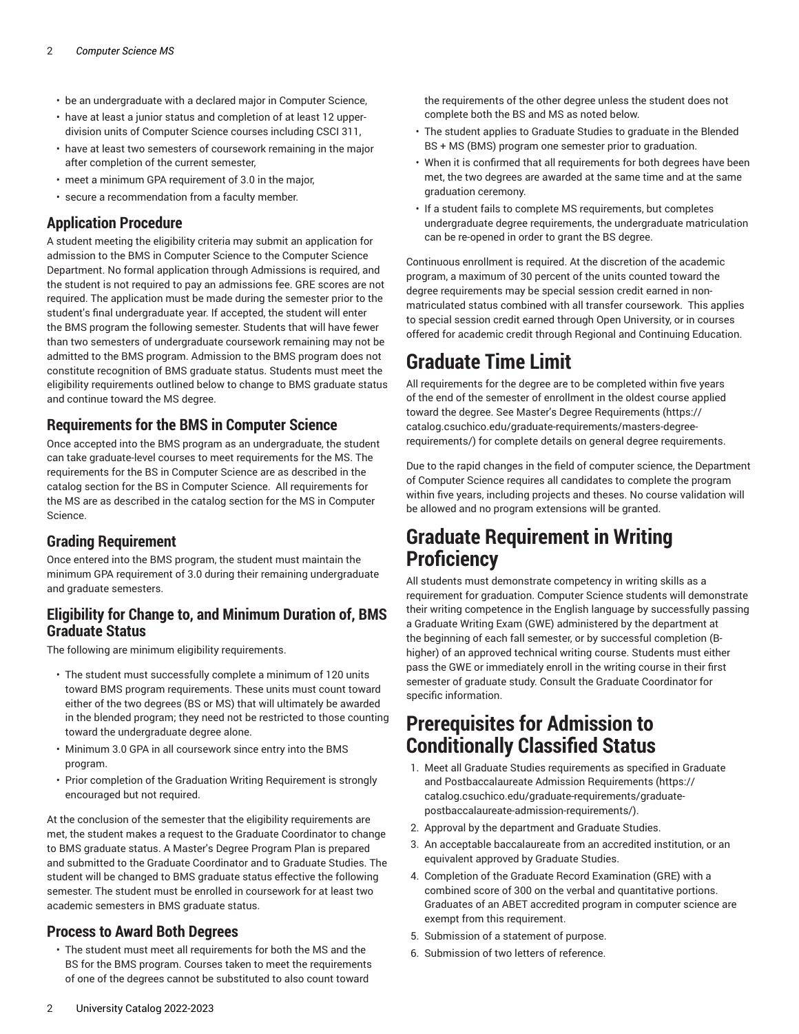- be an undergraduate with a declared major in Computer Science,
- have at least a junior status and completion of at least 12 upper-division units of Computer Science courses including CSCI 311,
- have at least two semesters of coursework remaining in the major after completion of the current semester,
- meet a minimum GPA requirement of 3.0 in the major,
- secure a recommendation from a faculty member.

### Application Procedure

A student meeting the eligibility criteria may submit an application for admission to the BMS in Computer Science to the Computer Science Department. No formal application through Admissions is required, and the student is not required to pay an admissions fee. GRE scores are not required. The application must be made during the semester prior to the student's final undergraduate year. If accepted, the student will enter the BMS program the following semester. Students that will have fewer than two semesters of undergraduate coursework remaining may not be admitted to the BMS program. Admission to the BMS program does not constitute recognition of BMS graduate status. Students must meet the eligibility requirements outlined below to change to BMS graduate status and continue toward the MS degree.

### Requirements for the BMS in Computer Science

Once accepted into the BMS program as an undergraduate, the student can take graduate-level courses to meet requirements for the MS. The requirements for the BS in Computer Science are as described in the catalog section for the BS in Computer Science. All requirements for the MS are as described in the catalog section for the MS in Computer Science.

### Grading Requirement

Once entered into the BMS program, the student must maintain the minimum GPA requirement of 3.0 during their remaining undergraduate and graduate semesters.

### Eligibility for Change to, and Minimum Duration of, BMS Graduate Status

The following are minimum eligibility requirements.

- The student must successfully complete a minimum of 120 units toward BMS program requirements. These units must count toward either of the two degrees (BS or MS) that will ultimately be awarded in the blended program; they need not be restricted to those counting toward the undergraduate degree alone.
- Minimum 3.0 GPA in all coursework since entry into the BMS program.
- Prior completion of the Graduation Writing Requirement is strongly encouraged but not required.

At the conclusion of the semester that the eligibility requirements are met, the student makes a request to the Graduate Coordinator to change to BMS graduate status. A Master's Degree Program Plan is prepared and submitted to the Graduate Coordinator and to Graduate Studies. The student will be changed to BMS graduate status effective the following semester. The student must be enrolled in coursework for at least two academic semesters in BMS graduate status.

### Process to Award Both Degrees

- The student must meet all requirements for both the MS and the BS for the BMS program. Courses taken to meet the requirements of one of the degrees cannot be substituted to also count toward the requirements of the other degree unless the student does not complete both the BS and MS as noted below.
- The student applies to Graduate Studies to graduate in the Blended BS + MS (BMS) program one semester prior to graduation.
- When it is confirmed that all requirements for both degrees have been met, the two degrees are awarded at the same time and at the same graduation ceremony.
- If a student fails to complete MS requirements, but completes undergraduate degree requirements, the undergraduate matriculation can be re-opened in order to grant the BS degree.

Continuous enrollment is required. At the discretion of the academic program, a maximum of 30 percent of the units counted toward the degree requirements may be special session credit earned in non-matriculated status combined with all transfer coursework. This applies to special session credit earned through Open University, or in courses offered for academic credit through Regional and Continuing Education.

## Graduate Time Limit

All requirements for the degree are to be completed within five years of the end of the semester of enrollment in the oldest course applied toward the degree. See Master's Degree Requirements (https://catalog.csuchico.edu/graduate-requirements/masters-degree-requirements/) for complete details on general degree requirements.

Due to the rapid changes in the field of computer science, the Department of Computer Science requires all candidates to complete the program within five years, including projects and theses. No course validation will be allowed and no program extensions will be granted.

## Graduate Requirement in Writing Proficiency

All students must demonstrate competency in writing skills as a requirement for graduation. Computer Science students will demonstrate their writing competence in the English language by successfully passing a Graduate Writing Exam (GWE) administered by the department at the beginning of each fall semester, or by successful completion (B-higher) of an approved technical writing course. Students must either pass the GWE or immediately enroll in the writing course in their first semester of graduate study. Consult the Graduate Coordinator for specific information.

## Prerequisites for Admission to Conditionally Classified Status

1. Meet all Graduate Studies requirements as specified in Graduate and Postbaccalaureate Admission Requirements (https://catalog.csuchico.edu/graduate-requirements/graduate-postbaccalaureate-admission-requirements/).
2. Approval by the department and Graduate Studies.
3. An acceptable baccalaureate from an accredited institution, or an equivalent approved by Graduate Studies.
4. Completion of the Graduate Record Examination (GRE) with a combined score of 300 on the verbal and quantitative portions. Graduates of an ABET accredited program in computer science are exempt from this requirement.
5. Submission of a statement of purpose.
6. Submission of two letters of reference.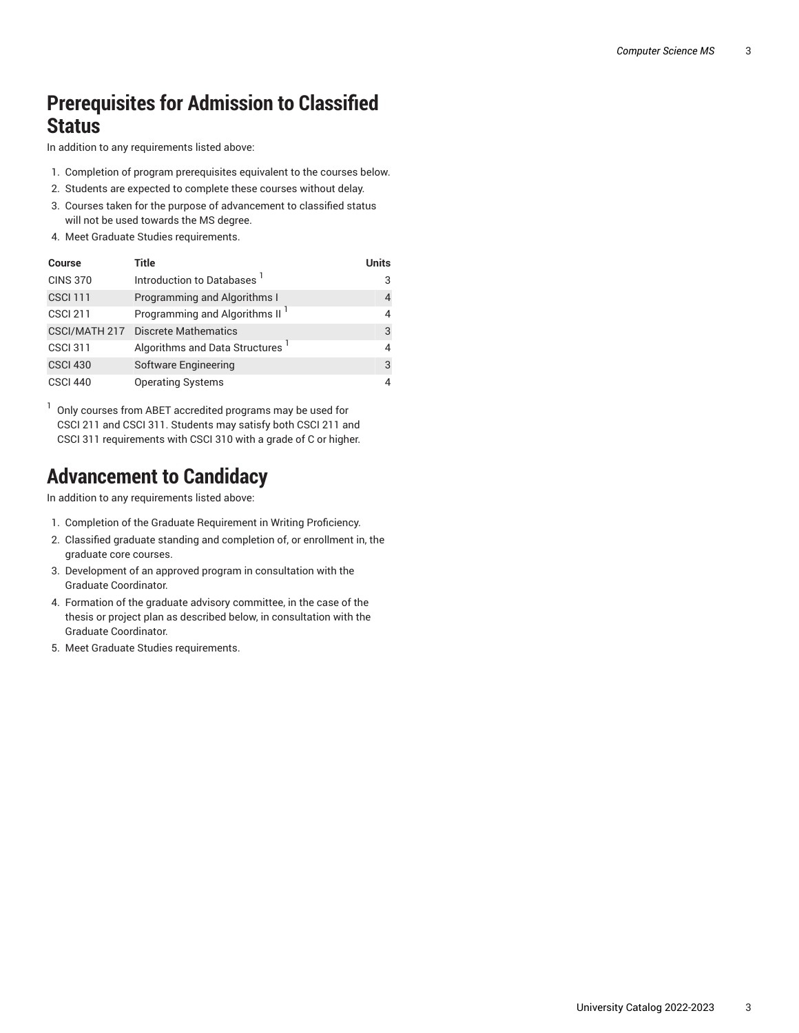## Prerequisites for Admission to Classified Status

In addition to any requirements listed above:

1. Completion of program prerequisites equivalent to the courses below.
2. Students are expected to complete these courses without delay.
3. Courses taken for the purpose of advancement to classified status will not be used towards the MS degree.
4. Meet Graduate Studies requirements.

| Course | Title | Units |
|---|---|---|
| CINS 370 | Introduction to Databases [1] | 3 |
| CSCI 111 | Programming and Algorithms I | 4 |
| CSCI 211 | Programming and Algorithms II [1] | 4 |
| CSCI/MATH 217 | Discrete Mathematics | 3 |
| CSCI 311 | Algorithms and Data Structures [1] | 4 |
| CSCI 430 | Software Engineering | 3 |
| CSCI 440 | Operating Systems | 4 |

[1] Only courses from ABET accredited programs may be used for CSCI 211 and CSCI 311. Students may satisfy both CSCI 211 and CSCI 311 requirements with CSCI 310 with a grade of C or higher.

## Advancement to Candidacy

In addition to any requirements listed above:

1. Completion of the Graduate Requirement in Writing Proficiency.
2. Classified graduate standing and completion of, or enrollment in, the graduate core courses.
3. Development of an approved program in consultation with the Graduate Coordinator.
4. Formation of the graduate advisory committee, in the case of the thesis or project plan as described below, in consultation with the Graduate Coordinator.
5. Meet Graduate Studies requirements.